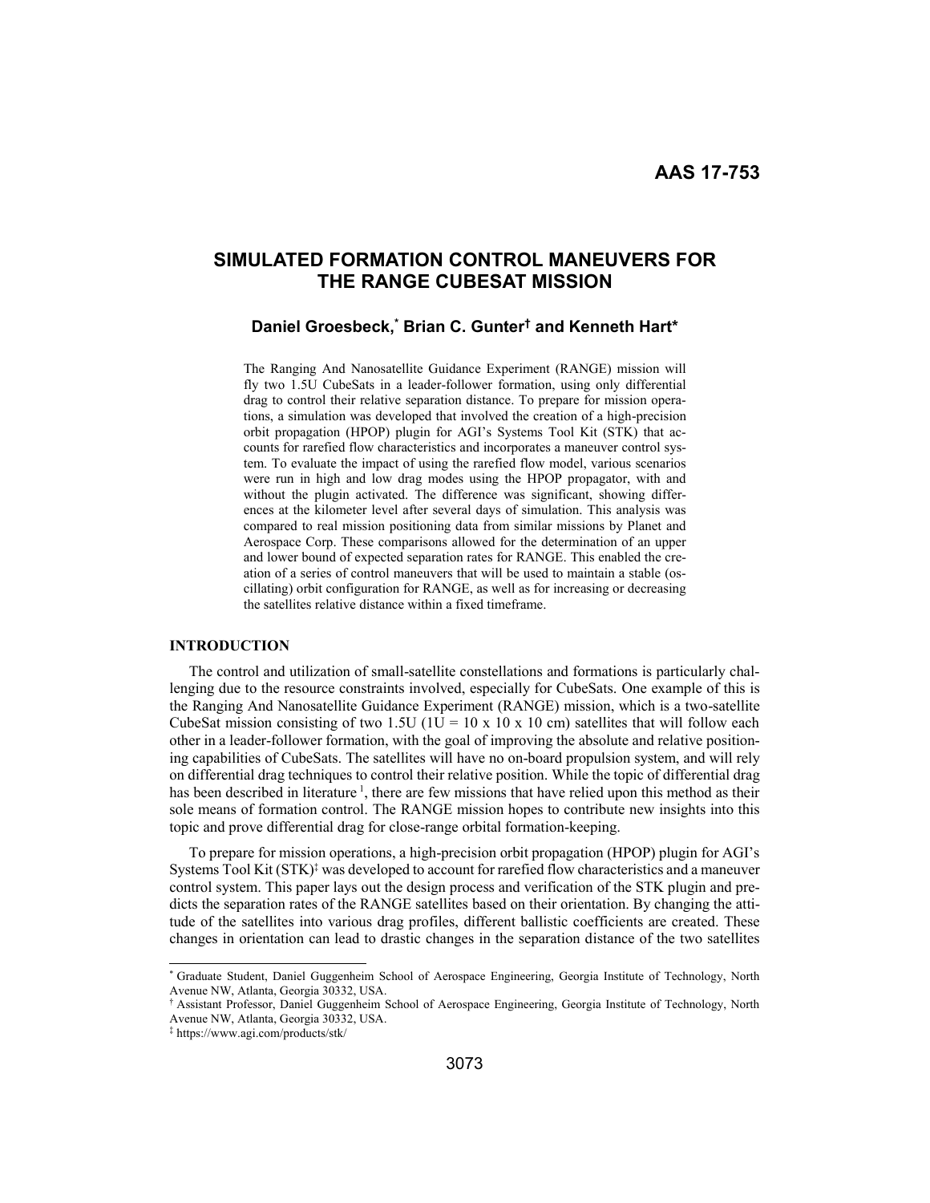AAS 17-753

# SIMULATED FORMATION CONTROL MANEUVERS FOR THE RANGE CUBESAT MISSION

**Daniel Groesbeck,[*] Brian C. Gunter[†] and Kenneth Hart[*]**

The Ranging And Nanosatellite Guidance Experiment (RANGE) mission will fly two 1.5U CubeSats in a leader-follower formation, using only differential drag to control their relative separation distance. To prepare for mission operations, a simulation was developed that involved the creation of a high-precision orbit propagation (HPOP) plugin for AGI's Systems Tool Kit (STK) that accounts for rarefied flow characteristics and incorporates a maneuver control system. To evaluate the impact of using the rarefied flow model, various scenarios were run in high and low drag modes using the HPOP propagator, with and without the plugin activated. The difference was significant, showing differences at the kilometer level after several days of simulation. This analysis was compared to real mission positioning data from similar missions by Planet and Aerospace Corp. These comparisons allowed for the determination of an upper and lower bound of expected separation rates for RANGE. This enabled the creation of a series of control maneuvers that will be used to maintain a stable (oscillating) orbit configuration for RANGE, as well as for increasing or decreasing the satellites relative distance within a fixed timeframe.

## INTRODUCTION

The control and utilization of small-satellite constellations and formations is particularly challenging due to the resource constraints involved, especially for CubeSats. One example of this is the Ranging And Nanosatellite Guidance Experiment (RANGE) mission, which is a two-satellite CubeSat mission consisting of two 1.5U (1U = 10 x 10 x 10 cm) satellites that will follow each other in a leader-follower formation, with the goal of improving the absolute and relative positioning capabilities of CubeSats. The satellites will have no on-board propulsion system, and will rely on differential drag techniques to control their relative position. While the topic of differential drag has been described in literature [1], there are few missions that have relied upon this method as their sole means of formation control. The RANGE mission hopes to contribute new insights into this topic and prove differential drag for close-range orbital formation-keeping.

To prepare for mission operations, a high-precision orbit propagation (HPOP) plugin for AGI's Systems Tool Kit (STK)[‡] was developed to account for rarefied flow characteristics and a maneuver control system. This paper lays out the design process and verification of the STK plugin and predicts the separation rates of the RANGE satellites based on their orientation. By changing the attitude of the satellites into various drag profiles, different ballistic coefficients are created. These changes in orientation can lead to drastic changes in the separation distance of the two satellites

---

[*] Graduate Student, Daniel Guggenheim School of Aerospace Engineering, Georgia Institute of Technology, North Avenue NW, Atlanta, Georgia 30332, USA.

[†] Assistant Professor, Daniel Guggenheim School of Aerospace Engineering, Georgia Institute of Technology, North Avenue NW, Atlanta, Georgia 30332, USA.

[‡] https://www.agi.com/products/stk/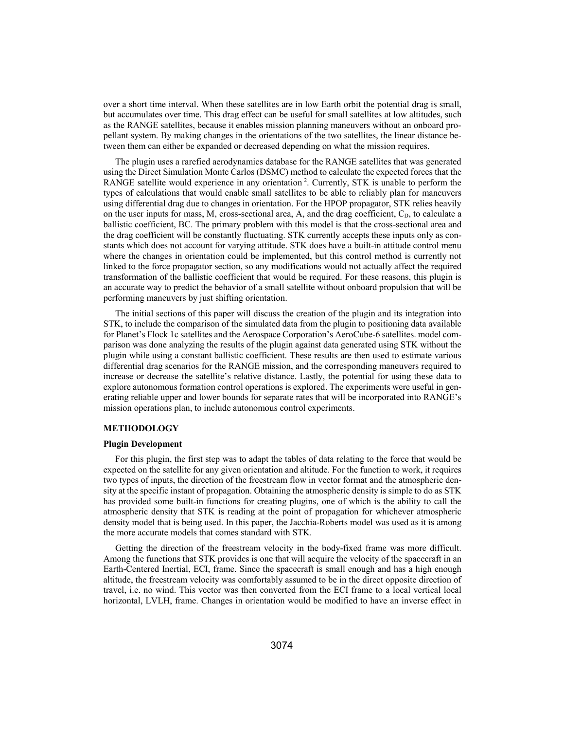over a short time interval. When these satellites are in low Earth orbit the potential drag is small, but accumulates over time. This drag effect can be useful for small satellites at low altitudes, such as the RANGE satellites, because it enables mission planning maneuvers without an onboard propellant system. By making changes in the orientations of the two satellites, the linear distance between them can either be expanded or decreased depending on what the mission requires.

The plugin uses a rarefied aerodynamics database for the RANGE satellites that was generated using the Direct Simulation Monte Carlos (DSMC) method to calculate the expected forces that the RANGE satellite would experience in any orientation [2]. Currently, STK is unable to perform the types of calculations that would enable small satellites to be able to reliably plan for maneuvers using differential drag due to changes in orientation. For the HPOP propagator, STK relies heavily on the user inputs for mass, M, cross-sectional area, A, and the drag coefficient, $C_D$, to calculate a ballistic coefficient, BC. The primary problem with this model is that the cross-sectional area and the drag coefficient will be constantly fluctuating. STK currently accepts these inputs only as constants which does not account for varying attitude. STK does have a built-in attitude control menu where the changes in orientation could be implemented, but this control method is currently not linked to the force propagator section, so any modifications would not actually affect the required transformation of the ballistic coefficient that would be required. For these reasons, this plugin is an accurate way to predict the behavior of a small satellite without onboard propulsion that will be performing maneuvers by just shifting orientation.

The initial sections of this paper will discuss the creation of the plugin and its integration into STK, to include the comparison of the simulated data from the plugin to positioning data available for Planet's Flock 1c satellites and the Aerospace Corporation's AeroCube-6 satellites. model comparison was done analyzing the results of the plugin against data generated using STK without the plugin while using a constant ballistic coefficient. These results are then used to estimate various differential drag scenarios for the RANGE mission, and the corresponding maneuvers required to increase or decrease the satellite's relative distance. Lastly, the potential for using these data to explore autonomous formation control operations is explored. The experiments were useful in generating reliable upper and lower bounds for separate rates that will be incorporated into RANGE's mission operations plan, to include autonomous control experiments.

## METHODOLOGY

### Plugin Development

For this plugin, the first step was to adapt the tables of data relating to the force that would be expected on the satellite for any given orientation and altitude. For the function to work, it requires two types of inputs, the direction of the freestream flow in vector format and the atmospheric density at the specific instant of propagation. Obtaining the atmospheric density is simple to do as STK has provided some built-in functions for creating plugins, one of which is the ability to call the atmospheric density that STK is reading at the point of propagation for whichever atmospheric density model that is being used. In this paper, the Jacchia-Roberts model was used as it is among the more accurate models that comes standard with STK.

Getting the direction of the freestream velocity in the body-fixed frame was more difficult. Among the functions that STK provides is one that will acquire the velocity of the spacecraft in an Earth-Centered Inertial, ECI, frame. Since the spacecraft is small enough and has a high enough altitude, the freestream velocity was comfortably assumed to be in the direct opposite direction of travel, i.e. no wind. This vector was then converted from the ECI frame to a local vertical local horizontal, LVLH, frame. Changes in orientation would be modified to have an inverse effect in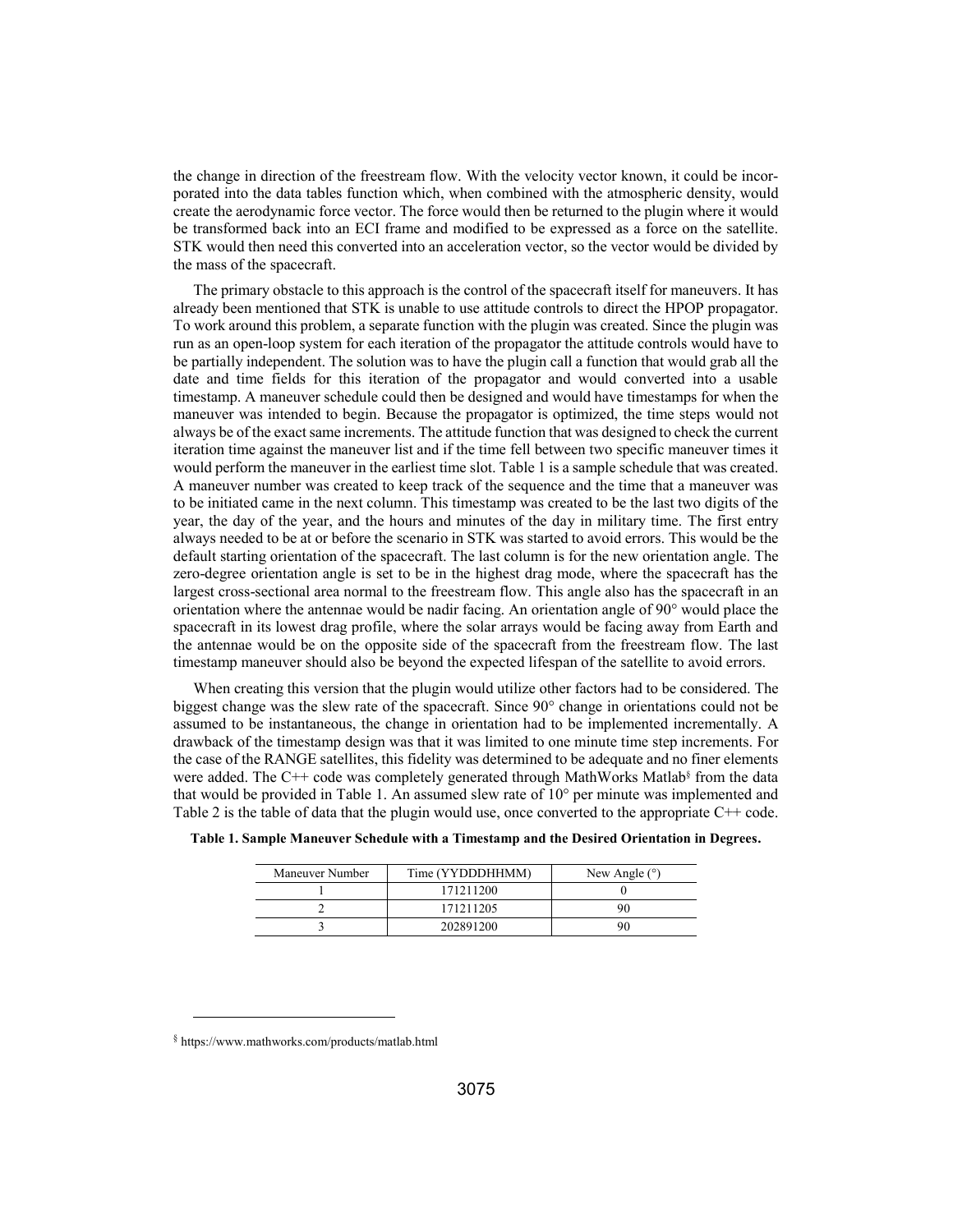the change in direction of the freestream flow. With the velocity vector known, it could be incorporated into the data tables function which, when combined with the atmospheric density, would create the aerodynamic force vector. The force would then be returned to the plugin where it would be transformed back into an ECI frame and modified to be expressed as a force on the satellite. STK would then need this converted into an acceleration vector, so the vector would be divided by the mass of the spacecraft.

The primary obstacle to this approach is the control of the spacecraft itself for maneuvers. It has already been mentioned that STK is unable to use attitude controls to direct the HPOP propagator. To work around this problem, a separate function with the plugin was created. Since the plugin was run as an open-loop system for each iteration of the propagator the attitude controls would have to be partially independent. The solution was to have the plugin call a function that would grab all the date and time fields for this iteration of the propagator and would converted into a usable timestamp. A maneuver schedule could then be designed and would have timestamps for when the maneuver was intended to begin. Because the propagator is optimized, the time steps would not always be of the exact same increments. The attitude function that was designed to check the current iteration time against the maneuver list and if the time fell between two specific maneuver times it would perform the maneuver in the earliest time slot. Table 1 is a sample schedule that was created. A maneuver number was created to keep track of the sequence and the time that a maneuver was to be initiated came in the next column. This timestamp was created to be the last two digits of the year, the day of the year, and the hours and minutes of the day in military time. The first entry always needed to be at or before the scenario in STK was started to avoid errors. This would be the default starting orientation of the spacecraft. The last column is for the new orientation angle. The zero-degree orientation angle is set to be in the highest drag mode, where the spacecraft has the largest cross-sectional area normal to the freestream flow. This angle also has the spacecraft in an orientation where the antennae would be nadir facing. An orientation angle of 90° would place the spacecraft in its lowest drag profile, where the solar arrays would be facing away from Earth and the antennae would be on the opposite side of the spacecraft from the freestream flow. The last timestamp maneuver should also be beyond the expected lifespan of the satellite to avoid errors.

When creating this version that the plugin would utilize other factors had to be considered. The biggest change was the slew rate of the spacecraft. Since 90° change in orientations could not be assumed to be instantaneous, the change in orientation had to be implemented incrementally. A drawback of the timestamp design was that it was limited to one minute time step increments. For the case of the RANGE satellites, this fidelity was determined to be adequate and no finer elements were added. The C++ code was completely generated through MathWorks Matlab[§] from the data that would be provided in Table 1. An assumed slew rate of 10° per minute was implemented and Table 2 is the table of data that the plugin would use, once converted to the appropriate C++ code.

**Table 1. Sample Maneuver Schedule with a Timestamp and the Desired Orientation in Degrees.**

| Maneuver Number | Time (YYDDDHHMM) | New Angle (°) |
|---|---|---|
| 1 | 171211200 | 0 |
| 2 | 171211205 | 90 |
| 3 | 202891200 | 90 |

[§] https://www.mathworks.com/products/matlab.html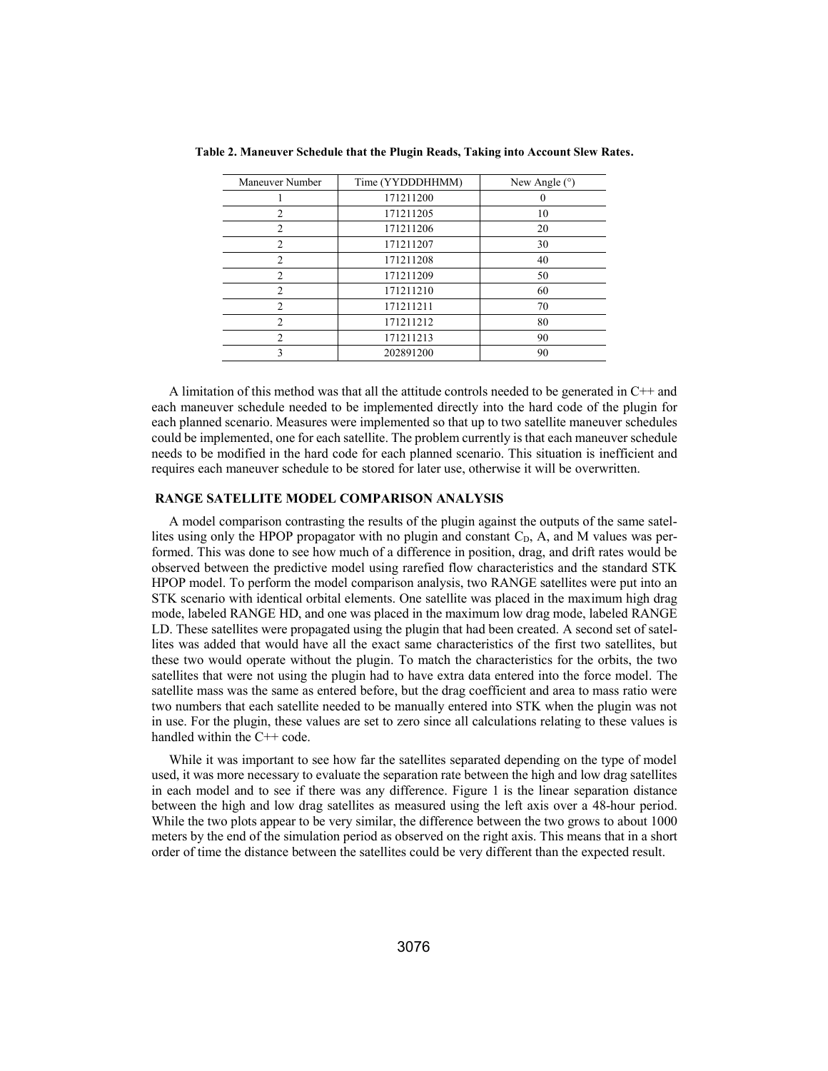**Table 2. Maneuver Schedule that the Plugin Reads, Taking into Account Slew Rates.**

| Maneuver Number | Time (YYDDDHHMM) | New Angle (°) |
|---|---|---|
| 1 | 171211200 | 0 |
| 2 | 171211205 | 10 |
| 2 | 171211206 | 20 |
| 2 | 171211207 | 30 |
| 2 | 171211208 | 40 |
| 2 | 171211209 | 50 |
| 2 | 171211210 | 60 |
| 2 | 171211211 | 70 |
| 2 | 171211212 | 80 |
| 2 | 171211213 | 90 |
| 3 | 202891200 | 90 |

A limitation of this method was that all the attitude controls needed to be generated in C++ and each maneuver schedule needed to be implemented directly into the hard code of the plugin for each planned scenario. Measures were implemented so that up to two satellite maneuver schedules could be implemented, one for each satellite. The problem currently is that each maneuver schedule needs to be modified in the hard code for each planned scenario. This situation is inefficient and requires each maneuver schedule to be stored for later use, otherwise it will be overwritten.

## RANGE SATELLITE MODEL COMPARISON ANALYSIS

A model comparison contrasting the results of the plugin against the outputs of the same satellites using only the HPOP propagator with no plugin and constant $C_D$, A, and M values was performed. This was done to see how much of a difference in position, drag, and drift rates would be observed between the predictive model using rarefied flow characteristics and the standard STK HPOP model. To perform the model comparison analysis, two RANGE satellites were put into an STK scenario with identical orbital elements. One satellite was placed in the maximum high drag mode, labeled RANGE HD, and one was placed in the maximum low drag mode, labeled RANGE LD. These satellites were propagated using the plugin that had been created. A second set of satellites was added that would have all the exact same characteristics of the first two satellites, but these two would operate without the plugin. To match the characteristics for the orbits, the two satellites that were not using the plugin had to have extra data entered into the force model. The satellite mass was the same as entered before, but the drag coefficient and area to mass ratio were two numbers that each satellite needed to be manually entered into STK when the plugin was not in use. For the plugin, these values are set to zero since all calculations relating to these values is handled within the C++ code.

While it was important to see how far the satellites separated depending on the type of model used, it was more necessary to evaluate the separation rate between the high and low drag satellites in each model and to see if there was any difference. Figure 1 is the linear separation distance between the high and low drag satellites as measured using the left axis over a 48-hour period. While the two plots appear to be very similar, the difference between the two grows to about 1000 meters by the end of the simulation period as observed on the right axis. This means that in a short order of time the distance between the satellites could be very different than the expected result.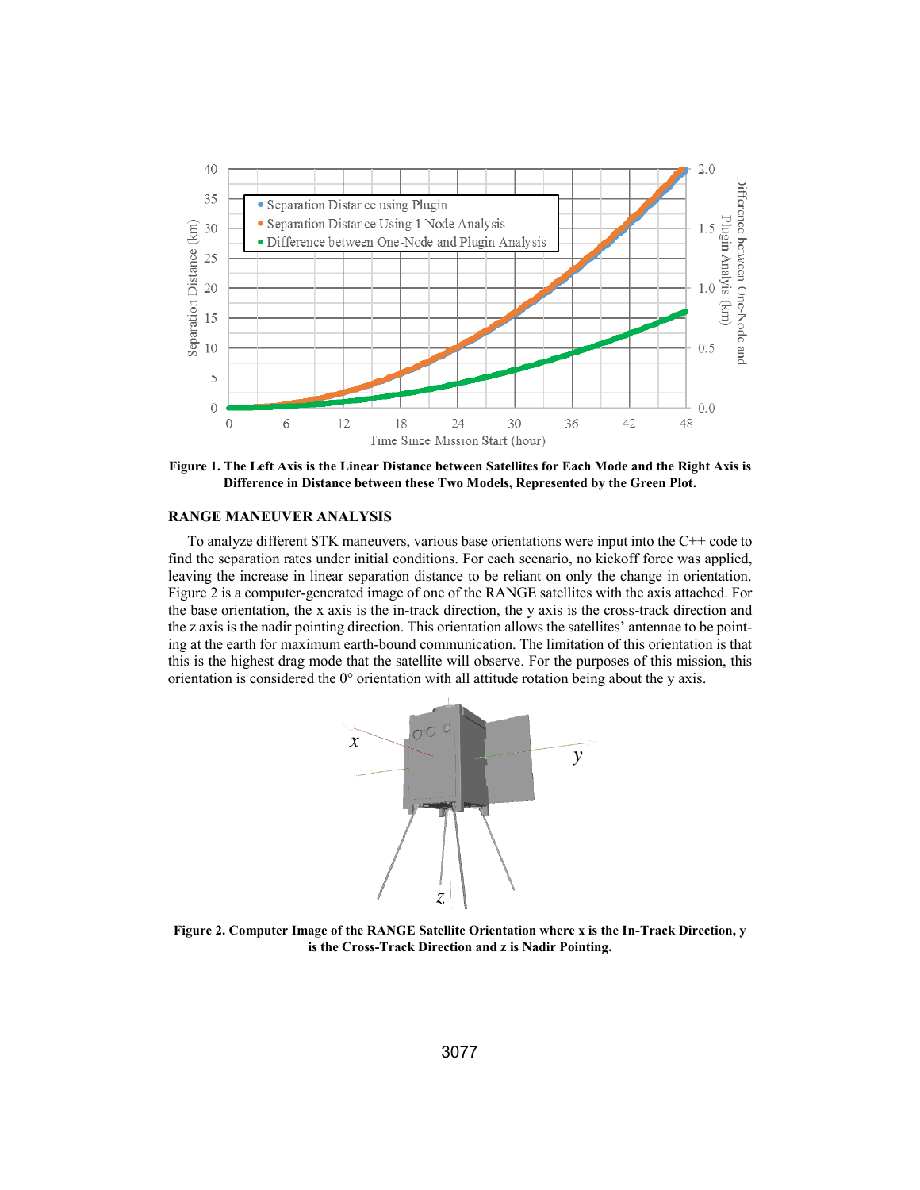**Figure 1. The Left Axis is the Linear Distance between Satellites for Each Mode and the Right Axis is Difference in Distance between these Two Models, Represented by the Green Plot.**

## RANGE MANEUVER ANALYSIS

To analyze different STK maneuvers, various base orientations were input into the C++ code to find the separation rates under initial conditions. For each scenario, no kickoff force was applied, leaving the increase in linear separation distance to be reliant on only the change in orientation. Figure 2 is a computer-generated image of one of the RANGE satellites with the axis attached. For the base orientation, the x axis is the in-track direction, the y axis is the cross-track direction and the z axis is the nadir pointing direction. This orientation allows the satellites' antennae to be pointing at the earth for maximum earth-bound communication. The limitation of this orientation is that this is the highest drag mode that the satellite will observe. For the purposes of this mission, this orientation is considered the 0° orientation with all attitude rotation being about the y axis.

**Figure 2. Computer Image of the RANGE Satellite Orientation where x is the In-Track Direction, y is the Cross-Track Direction and z is Nadir Pointing.**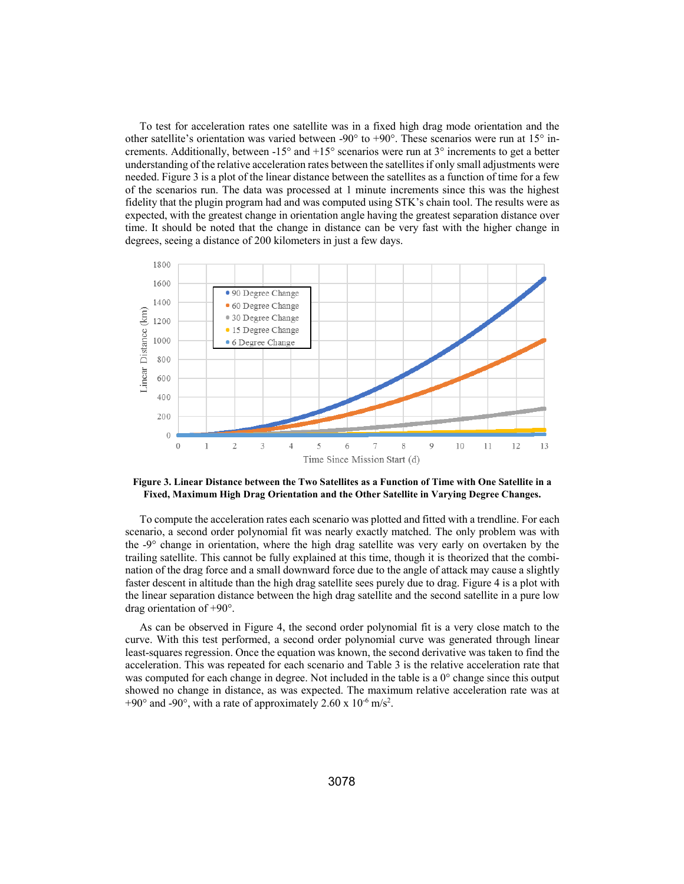To test for acceleration rates one satellite was in a fixed high drag mode orientation and the other satellite's orientation was varied between -90° to +90°. These scenarios were run at 15° increments. Additionally, between -15° and +15° scenarios were run at 3° increments to get a better understanding of the relative acceleration rates between the satellites if only small adjustments were needed. Figure 3 is a plot of the linear distance between the satellites as a function of time for a few of the scenarios run. The data was processed at 1 minute increments since this was the highest fidelity that the plugin program had and was computed using STK's chain tool. The results were as expected, with the greatest change in orientation angle having the greatest separation distance over time. It should be noted that the change in distance can be very fast with the higher change in degrees, seeing a distance of 200 kilometers in just a few days.

**Figure 3. Linear Distance between the Two Satellites as a Function of Time with One Satellite in a Fixed, Maximum High Drag Orientation and the Other Satellite in Varying Degree Changes.**

To compute the acceleration rates each scenario was plotted and fitted with a trendline. For each scenario, a second order polynomial fit was nearly exactly matched. The only problem was with the -9° change in orientation, where the high drag satellite was very early on overtaken by the trailing satellite. This cannot be fully explained at this time, though it is theorized that the combination of the drag force and a small downward force due to the angle of attack may cause a slightly faster descent in altitude than the high drag satellite sees purely due to drag. Figure 4 is a plot with the linear separation distance between the high drag satellite and the second satellite in a pure low drag orientation of +90°.

As can be observed in Figure 4, the second order polynomial fit is a very close match to the curve. With this test performed, a second order polynomial curve was generated through linear least-squares regression. Once the equation was known, the second derivative was taken to find the acceleration. This was repeated for each scenario and Table 3 is the relative acceleration rate that was computed for each change in degree. Not included in the table is a 0° change since this output showed no change in distance, as was expected. The maximum relative acceleration rate was at +90° and -90°, with a rate of approximately 2.60 x $10^{-6}$ $m/s^2$.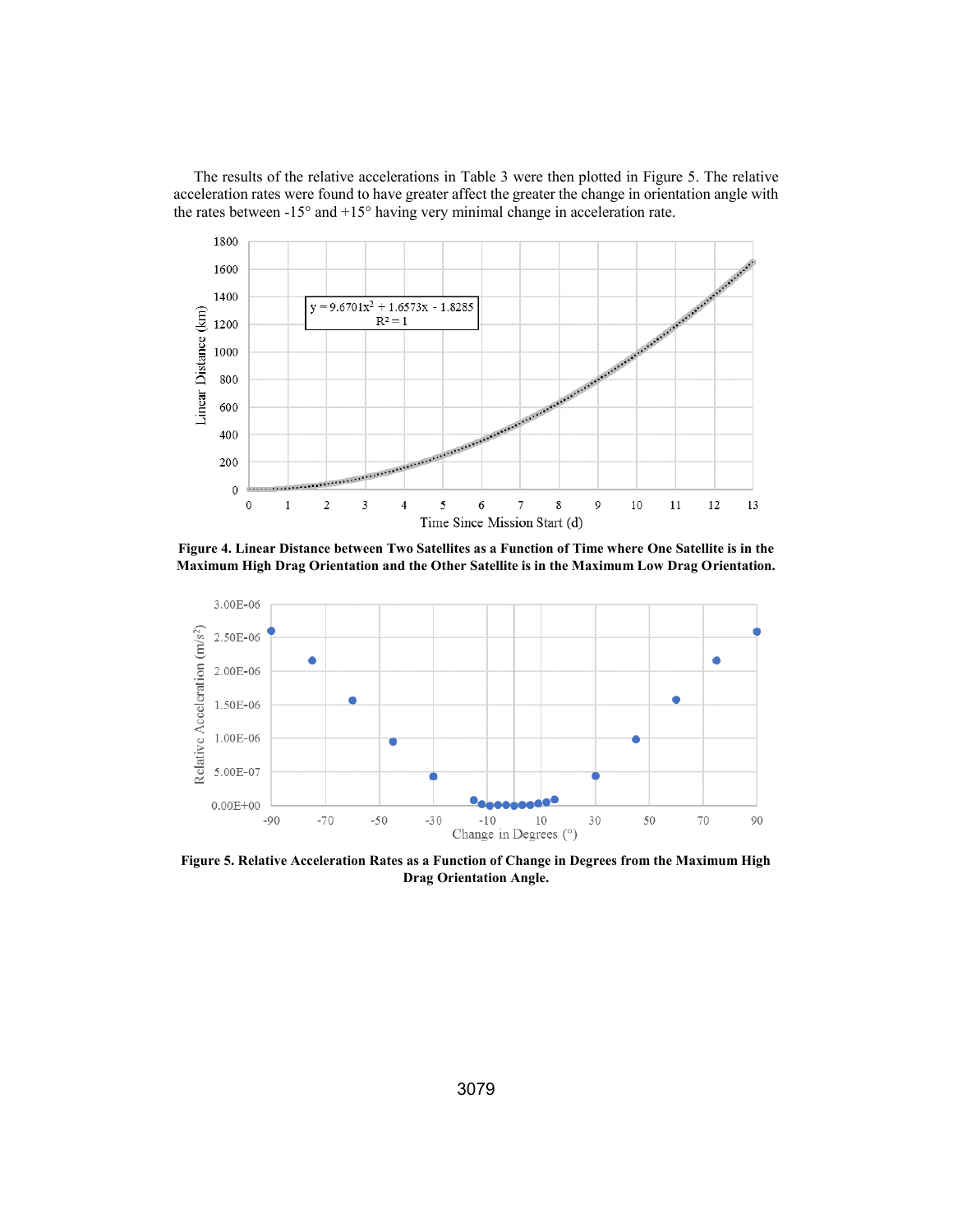The results of the relative accelerations in Table 3 were then plotted in Figure 5. The relative acceleration rates were found to have greater affect the greater the change in orientation angle with the rates between -15° and +15° having very minimal change in acceleration rate.

**Figure 4. Linear Distance between Two Satellites as a Function of Time where One Satellite is in the Maximum High Drag Orientation and the Other Satellite is in the Maximum Low Drag Orientation.**

**Figure 5. Relative Acceleration Rates as a Function of Change in Degrees from the Maximum High Drag Orientation Angle.**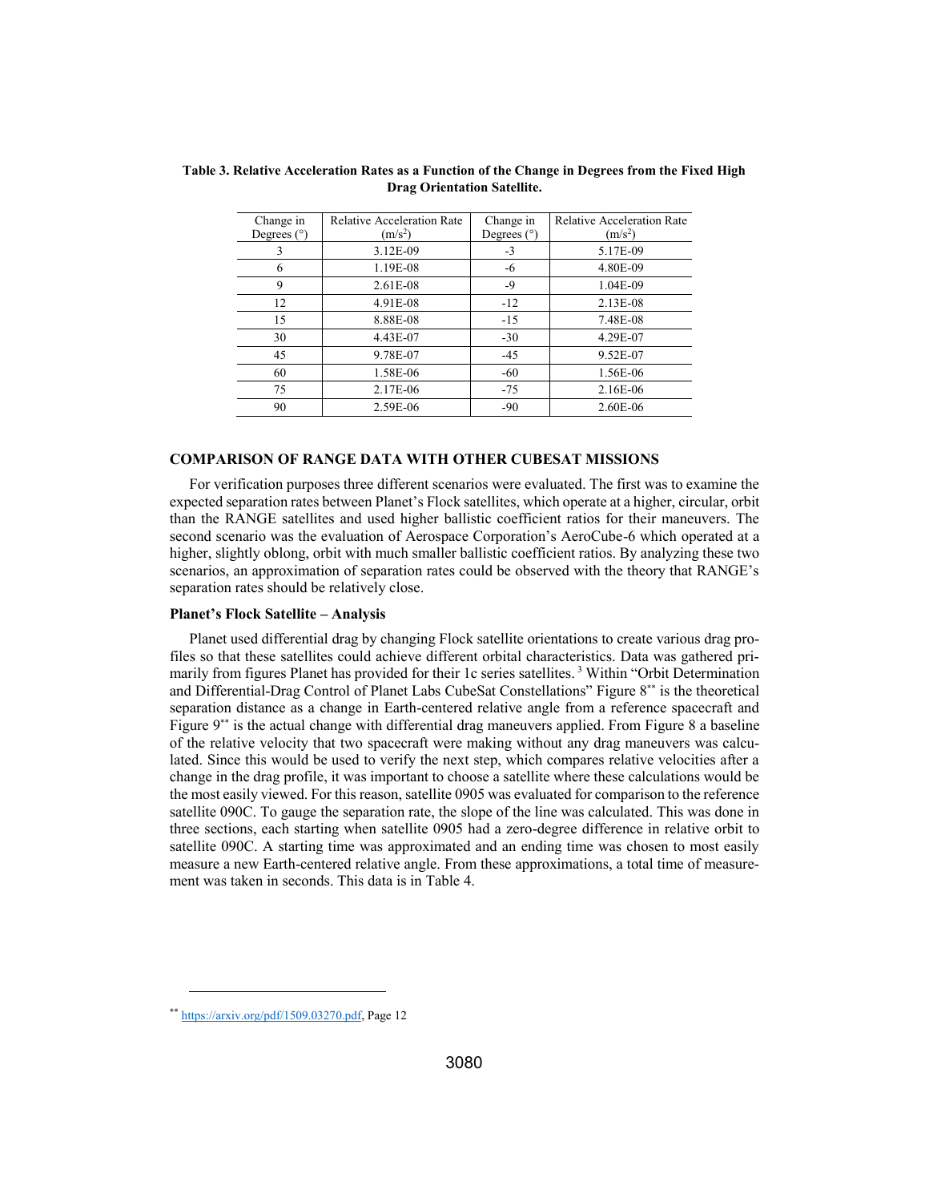**Table 3. Relative Acceleration Rates as a Function of the Change in Degrees from the Fixed High Drag Orientation Satellite.**

| Change in Degrees (°) | Relative Acceleration Rate ($m/s^2$) | Change in Degrees (°) | Relative Acceleration Rate ($m/s^2$) |
|---|---|---|---|
| 3 | 3.12E-09 | -3 | 5.17E-09 |
| 6 | 1.19E-08 | -6 | 4.80E-09 |
| 9 | 2.61E-08 | -9 | 1.04E-09 |
| 12 | 4.91E-08 | -12 | 2.13E-08 |
| 15 | 8.88E-08 | -15 | 7.48E-08 |
| 30 | 4.43E-07 | -30 | 4.29E-07 |
| 45 | 9.78E-07 | -45 | 9.52E-07 |
| 60 | 1.58E-06 | -60 | 1.56E-06 |
| 75 | 2.17E-06 | -75 | 2.16E-06 |
| 90 | 2.59E-06 | -90 | 2.60E-06 |

## COMPARISON OF RANGE DATA WITH OTHER CUBESAT MISSIONS

For verification purposes three different scenarios were evaluated. The first was to examine the expected separation rates between Planet's Flock satellites, which operate at a higher, circular, orbit than the RANGE satellites and used higher ballistic coefficient ratios for their maneuvers. The second scenario was the evaluation of Aerospace Corporation's AeroCube-6 which operated at a higher, slightly oblong, orbit with much smaller ballistic coefficient ratios. By analyzing these two scenarios, an approximation of separation rates could be observed with the theory that RANGE's separation rates should be relatively close.

### Planet's Flock Satellite – Analysis

Planet used differential drag by changing Flock satellite orientations to create various drag profiles so that these satellites could achieve different orbital characteristics. Data was gathered primarily from figures Planet has provided for their 1c series satellites.[3] Within "Orbit Determination and Differential-Drag Control of Planet Labs CubeSat Constellations" Figure 8[**] is the theoretical separation distance as a change in Earth-centered relative angle from a reference spacecraft and Figure 9[**] is the actual change with differential drag maneuvers applied. From Figure 8 a baseline of the relative velocity that two spacecraft were making without any drag maneuvers was calculated. Since this would be used to verify the next step, which compares relative velocities after a change in the drag profile, it was important to choose a satellite where these calculations would be the most easily viewed. For this reason, satellite 0905 was evaluated for comparison to the reference satellite 090C. To gauge the separation rate, the slope of the line was calculated. This was done in three sections, each starting when satellite 0905 had a zero-degree difference in relative orbit to satellite 090C. A starting time was approximated and an ending time was chosen to most easily measure a new Earth-centered relative angle. From these approximations, a total time of measurement was taken in seconds. This data is in Table 4.

[**] https://arxiv.org/pdf/1509.03270.pdf, Page 12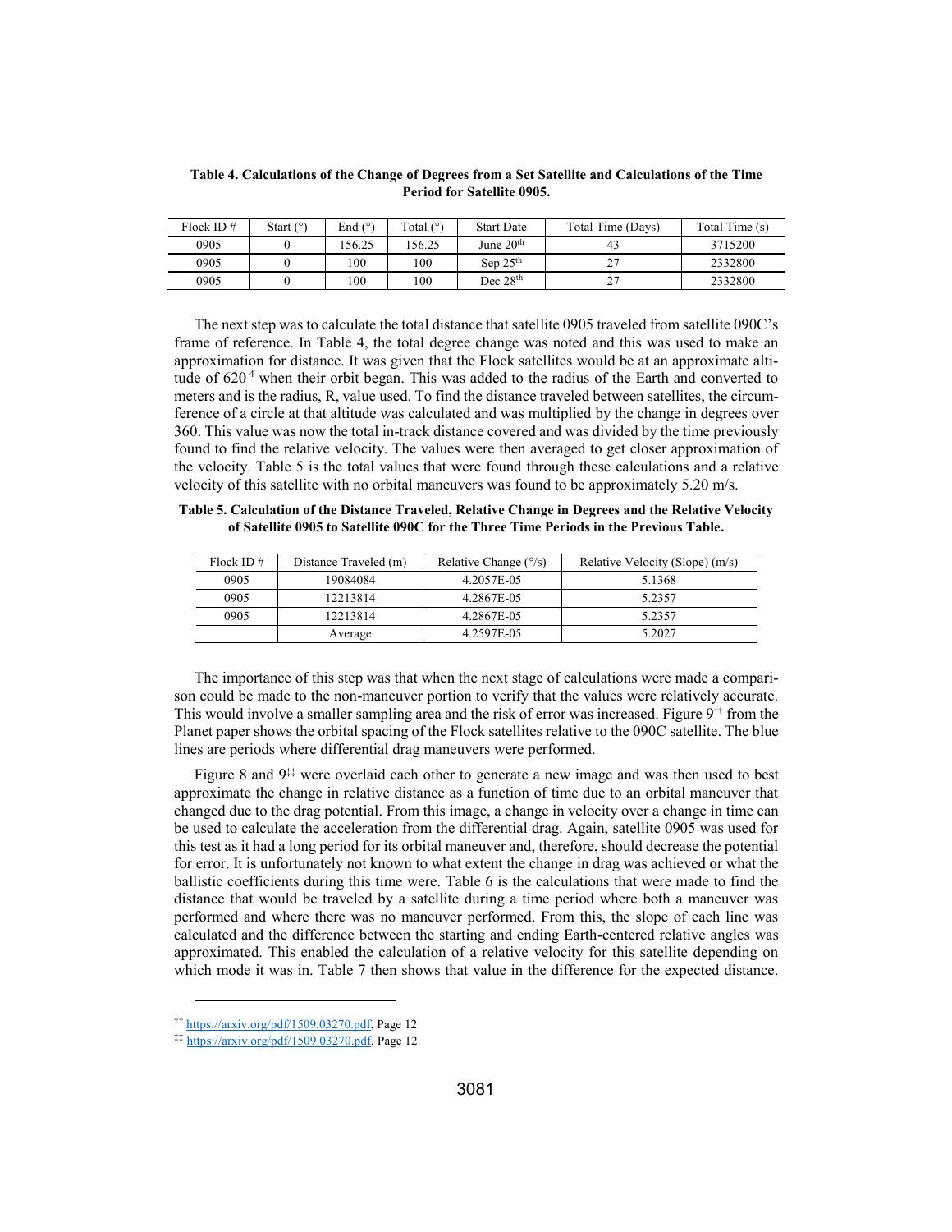**Table 4. Calculations of the Change of Degrees from a Set Satellite and Calculations of the Time Period for Satellite 0905.**

| Flock ID # | Start (°) | End (°) | Total (°) | Start Date | Total Time (Days) | Total Time (s) |
|---|---|---|---|---|---|---|
| 0905 | 0 | 156.25 | 156.25 | June 20th | 43 | 3715200 |
| 0905 | 0 | 100 | 100 | Sep 25th | 27 | 2332800 |
| 0905 | 0 | 100 | 100 | Dec 28th | 27 | 2332800 |

The next step was to calculate the total distance that satellite 0905 traveled from satellite 090C's frame of reference. In Table 4, the total degree change was noted and this was used to make an approximation for distance. It was given that the Flock satellites would be at an approximate altitude of 620 [4] when their orbit began. This was added to the radius of the Earth and converted to meters and is the radius, R, value used. To find the distance traveled between satellites, the circumference of a circle at that altitude was calculated and was multiplied by the change in degrees over 360. This value was now the total in-track distance covered and was divided by the time previously found to find the relative velocity. The values were then averaged to get closer approximation of the velocity. Table 5 is the total values that were found through these calculations and a relative velocity of this satellite with no orbital maneuvers was found to be approximately 5.20 m/s.

**Table 5. Calculation of the Distance Traveled, Relative Change in Degrees and the Relative Velocity of Satellite 0905 to Satellite 090C for the Three Time Periods in the Previous Table.**

| Flock ID # | Distance Traveled (m) | Relative Change (°/s) | Relative Velocity (Slope) (m/s) |
|---|---|---|---|
| 0905 | 19084084 | 4.2057E-05 | 5.1368 |
| 0905 | 12213814 | 4.2867E-05 | 5.2357 |
| 0905 | 12213814 | 4.2867E-05 | 5.2357 |
| | Average | 4.2597E-05 | 5.2027 |

The importance of this step was that when the next stage of calculations were made a comparison could be made to the non-maneuver portion to verify that the values were relatively accurate. This would involve a smaller sampling area and the risk of error was increased. Figure 9[††] from the Planet paper shows the orbital spacing of the Flock satellites relative to the 090C satellite. The blue lines are periods where differential drag maneuvers were performed.

Figure 8 and 9[‡‡] were overlaid each other to generate a new image and was then used to best approximate the change in relative distance as a function of time due to an orbital maneuver that changed due to the drag potential. From this image, a change in velocity over a change in time can be used to calculate the acceleration from the differential drag. Again, satellite 0905 was used for this test as it had a long period for its orbital maneuver and, therefore, should decrease the potential for error. It is unfortunately not known to what extent the change in drag was achieved or what the ballistic coefficients during this time were. Table 6 is the calculations that were made to find the distance that would be traveled by a satellite during a time period where both a maneuver was performed and where there was no maneuver performed. From this, the slope of each line was calculated and the difference between the starting and ending Earth-centered relative angles was approximated. This enabled the calculation of a relative velocity for this satellite depending on which mode it was in. Table 7 then shows that value in the difference for the expected distance.

[††] https://arxiv.org/pdf/1509.03270.pdf, Page 12

[‡‡] https://arxiv.org/pdf/1509.03270.pdf, Page 12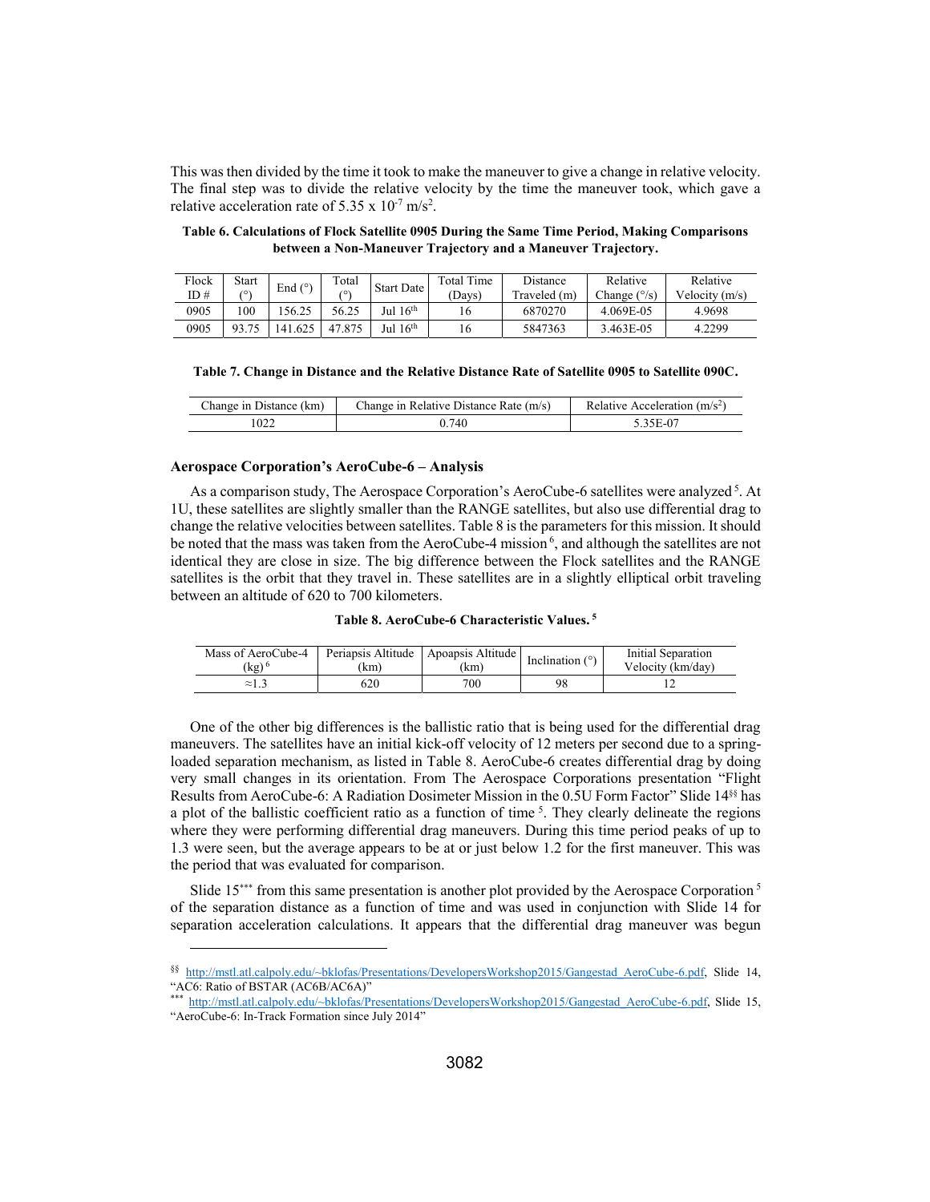This was then divided by the time it took to make the maneuver to give a change in relative velocity. The final step was to divide the relative velocity by the time the maneuver took, which gave a relative acceleration rate of $5.35 \times 10^{-7}$ m/s$^2$.

**Table 6. Calculations of Flock Satellite 0905 During the Same Time Period, Making Comparisons between a Non-Maneuver Trajectory and a Maneuver Trajectory.**

| Flock ID # | Start (°) | End (°) | Total (°) | Start Date | Total Time (Days) | Distance Traveled (m) | Relative Change (°/s) | Relative Velocity (m/s) |
|---|---|---|---|---|---|---|---|---|
| 0905 | 100 | 156.25 | 56.25 | Jul 16th | 16 | 6870270 | 4.069E-05 | 4.9698 |
| 0905 | 93.75 | 141.625 | 47.875 | Jul 16th | 16 | 5847363 | 3.463E-05 | 4.2299 |

**Table 7. Change in Distance and the Relative Distance Rate of Satellite 0905 to Satellite 090C.**

| Change in Distance (km) | Change in Relative Distance Rate (m/s) | Relative Acceleration (m/s$^2$) |
|---|---|---|
| 1022 | 0.740 | 5.35E-07 |

### Aerospace Corporation's AeroCube-6 – Analysis

As a comparison study, The Aerospace Corporation's AeroCube-6 satellites were analyzed [5]. At 1U, these satellites are slightly smaller than the RANGE satellites, but also use differential drag to change the relative velocities between satellites. Table 8 is the parameters for this mission. It should be noted that the mass was taken from the AeroCube-4 mission [6], and although the satellites are not identical they are close in size. The big difference between the Flock satellites and the RANGE satellites is the orbit that they travel in. These satellites are in a slightly elliptical orbit traveling between an altitude of 620 to 700 kilometers.

**Table 8. AeroCube-6 Characteristic Values.** [5]

| Mass of AeroCube-4 (kg) [6] | Periapsis Altitude (km) | Apoapsis Altitude (km) | Inclination (°) | Initial Separation Velocity (km/day) |
|---|---|---|---|---|
| ≈1.3 | 620 | 700 | 98 | 12 |

One of the other big differences is the ballistic ratio that is being used for the differential drag maneuvers. The satellites have an initial kick-off velocity of 12 meters per second due to a spring-loaded separation mechanism, as listed in Table 8. AeroCube-6 creates differential drag by doing very small changes in its orientation. From The Aerospace Corporations presentation "Flight Results from AeroCube-6: A Radiation Dosimeter Mission in the 0.5U Form Factor" Slide 14[§§] has a plot of the ballistic coefficient ratio as a function of time [5]. They clearly delineate the regions where they were performing differential drag maneuvers. During this time period peaks of up to 1.3 were seen, but the average appears to be at or just below 1.2 for the first maneuver. This was the period that was evaluated for comparison.

Slide 15[***] from this same presentation is another plot provided by the Aerospace Corporation [5] of the separation distance as a function of time and was used in conjunction with Slide 14 for separation acceleration calculations. It appears that the differential drag maneuver was begun

---

[§§] http://mstl.atl.calpoly.edu/~bklofas/Presentations/DevelopersWorkshop2015/Gangestad_AeroCube-6.pdf, Slide 14, "AC6: Ratio of BSTAR (AC6B/AC6A)"

[***] http://mstl.atl.calpoly.edu/~bklofas/Presentations/DevelopersWorkshop2015/Gangestad_AeroCube-6.pdf, Slide 15, "AeroCube-6: In-Track Formation since July 2014"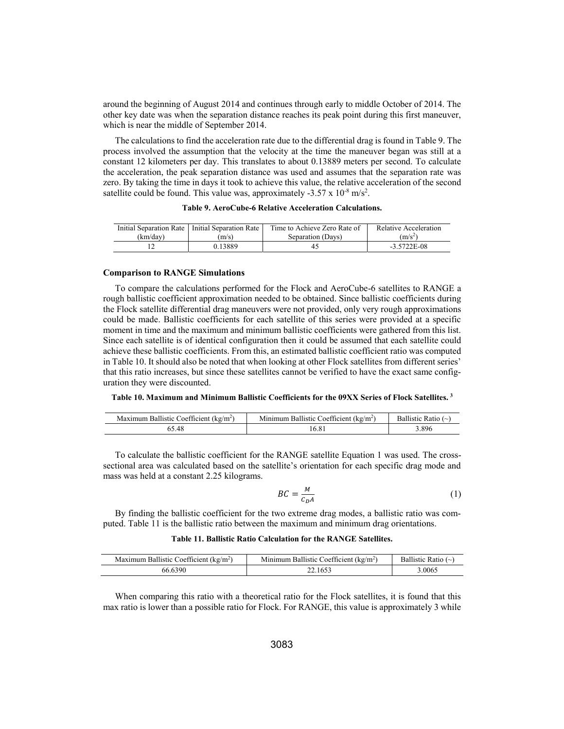around the beginning of August 2014 and continues through early to middle October of 2014. The other key date was when the separation distance reaches its peak point during this first maneuver, which is near the middle of September 2014.

The calculations to find the acceleration rate due to the differential drag is found in Table 9. The process involved the assumption that the velocity at the time the maneuver began was still at a constant 12 kilometers per day. This translates to about 0.13889 meters per second. To calculate the acceleration, the peak separation distance was used and assumes that the separation rate was zero. By taking the time in days it took to achieve this value, the relative acceleration of the second satellite could be found. This value was, approximately $-3.57 \times 10^{-8}$ m/s$^2$.

**Table 9. AeroCube-6 Relative Acceleration Calculations.**

| Initial Separation Rate (km/day) | Initial Separation Rate (m/s) | Time to Achieve Zero Rate of Separation (Days) | Relative Acceleration (m/s$^2$) |
|---|---|---|---|
| 12 | 0.13889 | 45 | -3.5722E-08 |

### Comparison to RANGE Simulations

To compare the calculations performed for the Flock and AeroCube-6 satellites to RANGE a rough ballistic coefficient approximation needed to be obtained. Since ballistic coefficients during the Flock satellite differential drag maneuvers were not provided, only very rough approximations could be made. Ballistic coefficients for each satellite of this series were provided at a specific moment in time and the maximum and minimum ballistic coefficients were gathered from this list. Since each satellite is of identical configuration then it could be assumed that each satellite could achieve these ballistic coefficients. From this, an estimated ballistic coefficient ratio was computed in Table 10. It should also be noted that when looking at other Flock satellites from different series' that this ratio increases, but since these satellites cannot be verified to have the exact same configuration they were discounted.

**Table 10. Maximum and Minimum Ballistic Coefficients for the 09XX Series of Flock Satellites.** [3]

| Maximum Ballistic Coefficient (kg/m$^2$) | Minimum Ballistic Coefficient (kg/m$^2$) | Ballistic Ratio (~) |
|---|---|---|
| 65.48 | 16.81 | 3.896 |

To calculate the ballistic coefficient for the RANGE satellite Equation 1 was used. The cross-sectional area was calculated based on the satellite's orientation for each specific drag mode and mass was held at a constant 2.25 kilograms.

$$BC = \frac{M}{C_D A} \tag{1}$$

By finding the ballistic coefficient for the two extreme drag modes, a ballistic ratio was computed. Table 11 is the ballistic ratio between the maximum and minimum drag orientations.

**Table 11. Ballistic Ratio Calculation for the RANGE Satellites.**

| Maximum Ballistic Coefficient (kg/m$^2$) | Minimum Ballistic Coefficient (kg/m$^2$) | Ballistic Ratio (~) |
|---|---|---|
| 66.6390 | 22.1653 | 3.0065 |

When comparing this ratio with a theoretical ratio for the Flock satellites, it is found that this max ratio is lower than a possible ratio for Flock. For RANGE, this value is approximately 3 while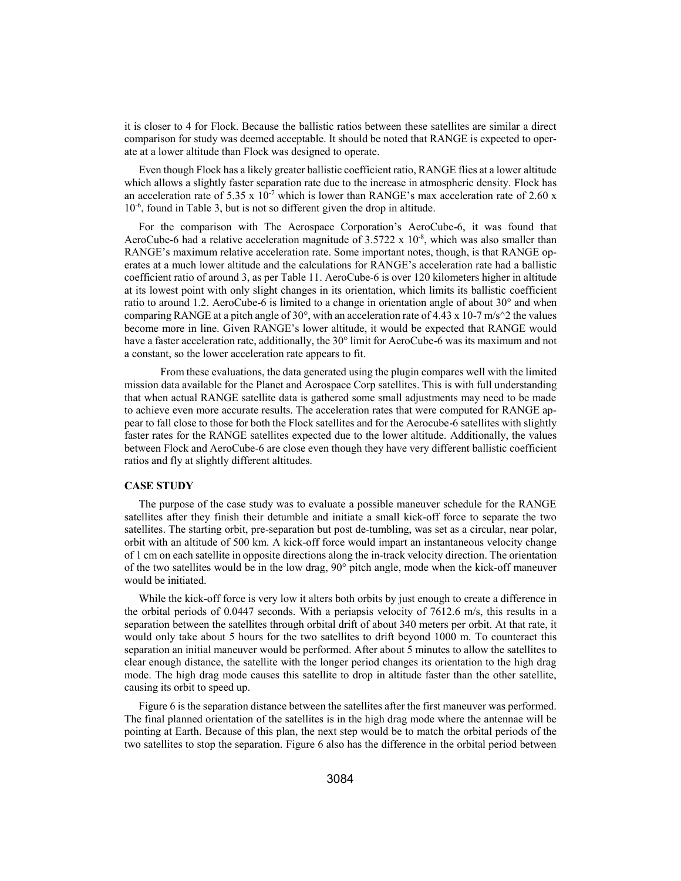it is closer to 4 for Flock. Because the ballistic ratios between these satellites are similar a direct comparison for study was deemed acceptable. It should be noted that RANGE is expected to operate at a lower altitude than Flock was designed to operate.

Even though Flock has a likely greater ballistic coefficient ratio, RANGE flies at a lower altitude which allows a slightly faster separation rate due to the increase in atmospheric density. Flock has an acceleration rate of $5.35 \times 10^{-7}$ which is lower than RANGE's max acceleration rate of $2.60 \times 10^{-6}$, found in Table 3, but is not so different given the drop in altitude.

For the comparison with The Aerospace Corporation's AeroCube-6, it was found that AeroCube-6 had a relative acceleration magnitude of $3.5722 \times 10^{-8}$, which was also smaller than RANGE's maximum relative acceleration rate. Some important notes, though, is that RANGE operates at a much lower altitude and the calculations for RANGE's acceleration rate had a ballistic coefficient ratio of around 3, as per Table 11. AeroCube-6 is over 120 kilometers higher in altitude at its lowest point with only slight changes in its orientation, which limits its ballistic coefficient ratio to around 1.2. AeroCube-6 is limited to a change in orientation angle of about 30° and when comparing RANGE at a pitch angle of 30°, with an acceleration rate of 4.43 x 10-7 m/s^2 the values become more in line. Given RANGE's lower altitude, it would be expected that RANGE would have a faster acceleration rate, additionally, the 30° limit for AeroCube-6 was its maximum and not a constant, so the lower acceleration rate appears to fit.

From these evaluations, the data generated using the plugin compares well with the limited mission data available for the Planet and Aerospace Corp satellites. This is with full understanding that when actual RANGE satellite data is gathered some small adjustments may need to be made to achieve even more accurate results. The acceleration rates that were computed for RANGE appear to fall close to those for both the Flock satellites and for the Aerocube-6 satellites with slightly faster rates for the RANGE satellites expected due to the lower altitude. Additionally, the values between Flock and AeroCube-6 are close even though they have very different ballistic coefficient ratios and fly at slightly different altitudes.

## CASE STUDY

The purpose of the case study was to evaluate a possible maneuver schedule for the RANGE satellites after they finish their detumble and initiate a small kick-off force to separate the two satellites. The starting orbit, pre-separation but post de-tumbling, was set as a circular, near polar, orbit with an altitude of 500 km. A kick-off force would impart an instantaneous velocity change of 1 cm on each satellite in opposite directions along the in-track velocity direction. The orientation of the two satellites would be in the low drag, 90° pitch angle, mode when the kick-off maneuver would be initiated.

While the kick-off force is very low it alters both orbits by just enough to create a difference in the orbital periods of 0.0447 seconds. With a periapsis velocity of 7612.6 m/s, this results in a separation between the satellites through orbital drift of about 340 meters per orbit. At that rate, it would only take about 5 hours for the two satellites to drift beyond 1000 m. To counteract this separation an initial maneuver would be performed. After about 5 minutes to allow the satellites to clear enough distance, the satellite with the longer period changes its orientation to the high drag mode. The high drag mode causes this satellite to drop in altitude faster than the other satellite, causing its orbit to speed up.

Figure 6 is the separation distance between the satellites after the first maneuver was performed. The final planned orientation of the satellites is in the high drag mode where the antennae will be pointing at Earth. Because of this plan, the next step would be to match the orbital periods of the two satellites to stop the separation. Figure 6 also has the difference in the orbital period between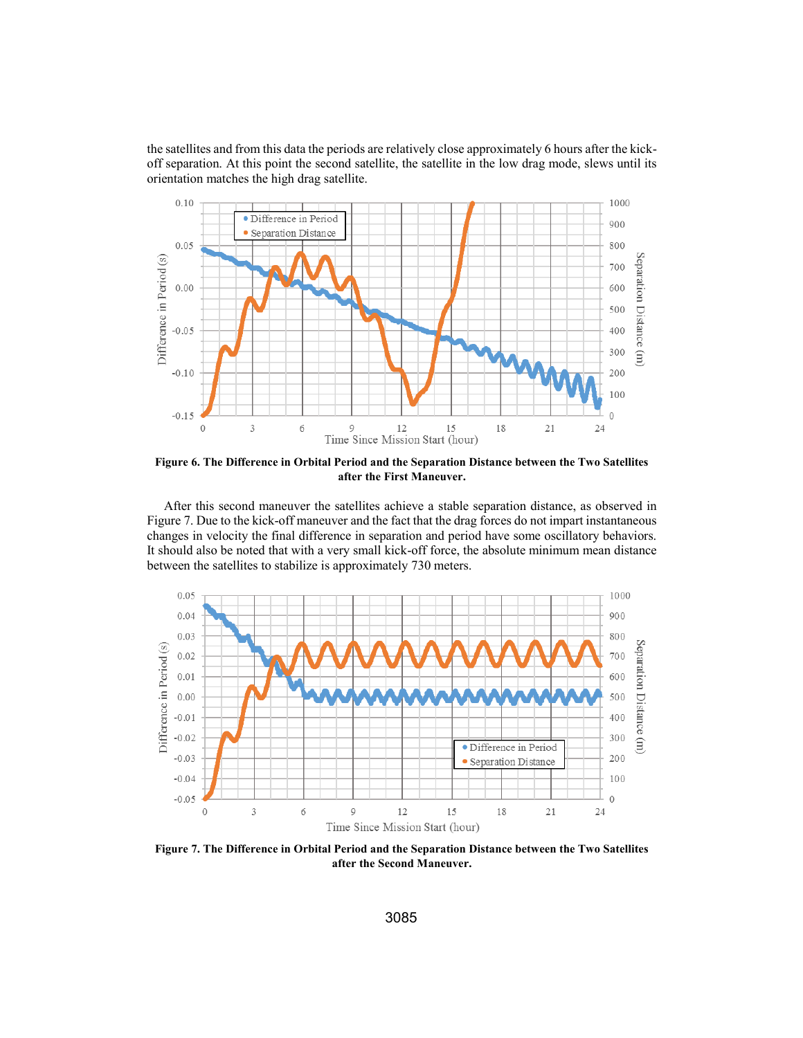the satellites and from this data the periods are relatively close approximately 6 hours after the kick-off separation. At this point the second satellite, the satellite in the low drag mode, slews until its orientation matches the high drag satellite.

**Figure 6. The Difference in Orbital Period and the Separation Distance between the Two Satellites after the First Maneuver.**

After this second maneuver the satellites achieve a stable separation distance, as observed in Figure 7. Due to the kick-off maneuver and the fact that the drag forces do not impart instantaneous changes in velocity the final difference in separation and period have some oscillatory behaviors. It should also be noted that with a very small kick-off force, the absolute minimum mean distance between the satellites to stabilize is approximately 730 meters.

**Figure 7. The Difference in Orbital Period and the Separation Distance between the Two Satellites after the Second Maneuver.**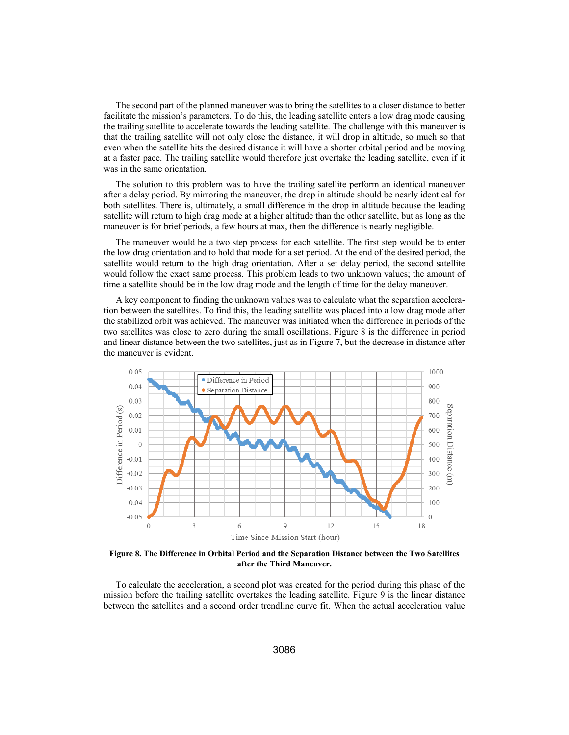The second part of the planned maneuver was to bring the satellites to a closer distance to better facilitate the mission's parameters. To do this, the leading satellite enters a low drag mode causing the trailing satellite to accelerate towards the leading satellite. The challenge with this maneuver is that the trailing satellite will not only close the distance, it will drop in altitude, so much so that even when the satellite hits the desired distance it will have a shorter orbital period and be moving at a faster pace. The trailing satellite would therefore just overtake the leading satellite, even if it was in the same orientation.

The solution to this problem was to have the trailing satellite perform an identical maneuver after a delay period. By mirroring the maneuver, the drop in altitude should be nearly identical for both satellites. There is, ultimately, a small difference in the drop in altitude because the leading satellite will return to high drag mode at a higher altitude than the other satellite, but as long as the maneuver is for brief periods, a few hours at max, then the difference is nearly negligible.

The maneuver would be a two step process for each satellite. The first step would be to enter the low drag orientation and to hold that mode for a set period. At the end of the desired period, the satellite would return to the high drag orientation. After a set delay period, the second satellite would follow the exact same process. This problem leads to two unknown values; the amount of time a satellite should be in the low drag mode and the length of time for the delay maneuver.

A key component to finding the unknown values was to calculate what the separation acceleration between the satellites. To find this, the leading satellite was placed into a low drag mode after the stabilized orbit was achieved. The maneuver was initiated when the difference in periods of the two satellites was close to zero during the small oscillations. Figure 8 is the difference in period and linear distance between the two satellites, just as in Figure 7, but the decrease in distance after the maneuver is evident.

**Figure 8. The Difference in Orbital Period and the Separation Distance between the Two Satellites after the Third Maneuver.**

To calculate the acceleration, a second plot was created for the period during this phase of the mission before the trailing satellite overtakes the leading satellite. Figure 9 is the linear distance between the satellites and a second order trendline curve fit. When the actual acceleration value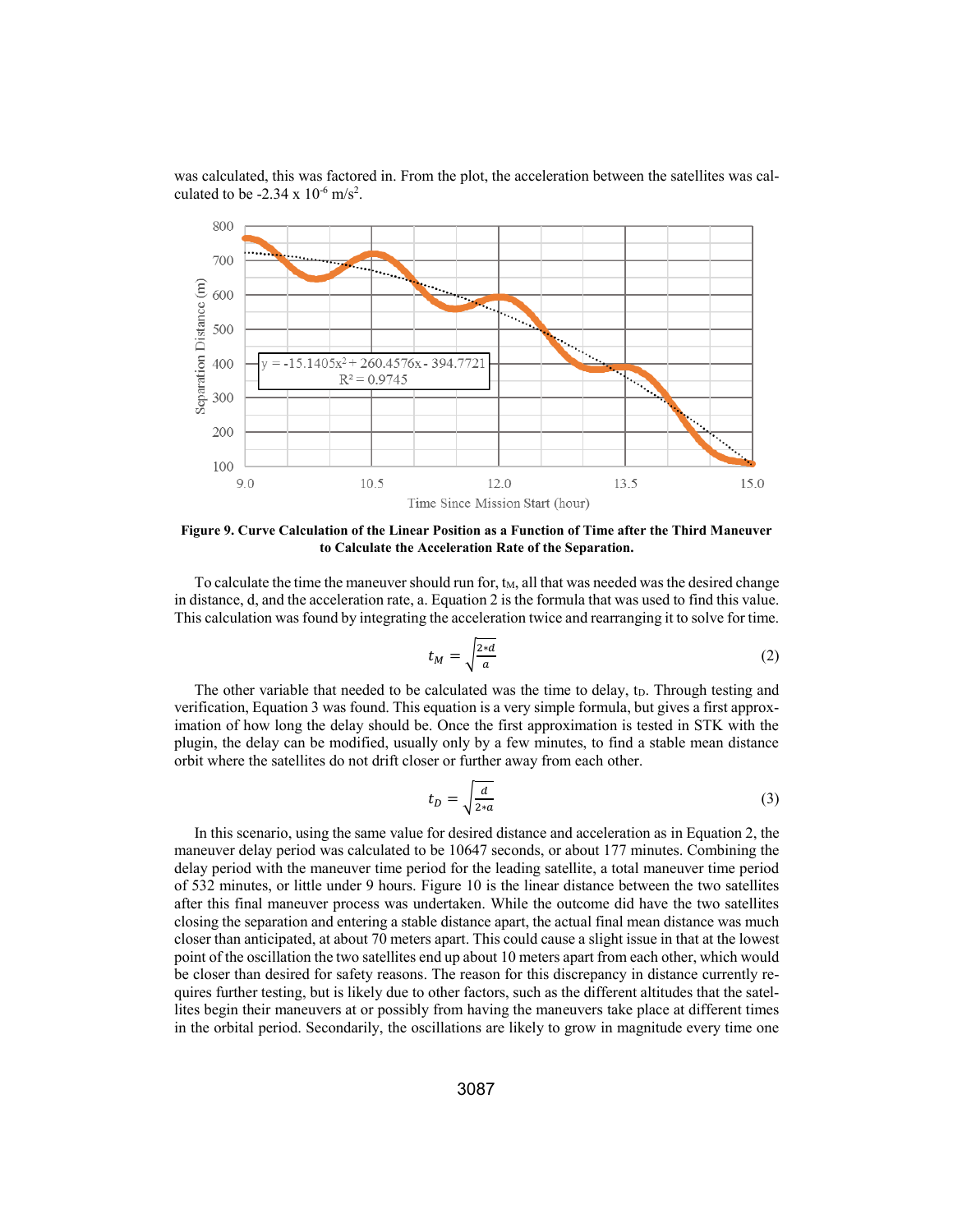was calculated, this was factored in. From the plot, the acceleration between the satellites was calculated to be -2.34 x $10^{-6}$ m/s$^2$.

**Figure 9. Curve Calculation of the Linear Position as a Function of Time after the Third Maneuver to Calculate the Acceleration Rate of the Separation.**

To calculate the time the maneuver should run for, $t_M$, all that was needed was the desired change in distance, d, and the acceleration rate, a. Equation 2 is the formula that was used to find this value. This calculation was found by integrating the acceleration twice and rearranging it to solve for time.

$$t_M = \sqrt{\frac{2*d}{a}} \tag{2}$$

The other variable that needed to be calculated was the time to delay, $t_D$. Through testing and verification, Equation 3 was found. This equation is a very simple formula, but gives a first approximation of how long the delay should be. Once the first approximation is tested in STK with the plugin, the delay can be modified, usually only by a few minutes, to find a stable mean distance orbit where the satellites do not drift closer or further away from each other.

$$t_D = \sqrt{\frac{d}{2*a}} \tag{3}$$

In this scenario, using the same value for desired distance and acceleration as in Equation 2, the maneuver delay period was calculated to be 10647 seconds, or about 177 minutes. Combining the delay period with the maneuver time period for the leading satellite, a total maneuver time period of 532 minutes, or little under 9 hours. Figure 10 is the linear distance between the two satellites after this final maneuver process was undertaken. While the outcome did have the two satellites closing the separation and entering a stable distance apart, the actual final mean distance was much closer than anticipated, at about 70 meters apart. This could cause a slight issue in that at the lowest point of the oscillation the two satellites end up about 10 meters apart from each other, which would be closer than desired for safety reasons. The reason for this discrepancy in distance currently requires further testing, but is likely due to other factors, such as the different altitudes that the satellites begin their maneuvers at or possibly from having the maneuvers take place at different times in the orbital period. Secondarily, the oscillations are likely to grow in magnitude every time one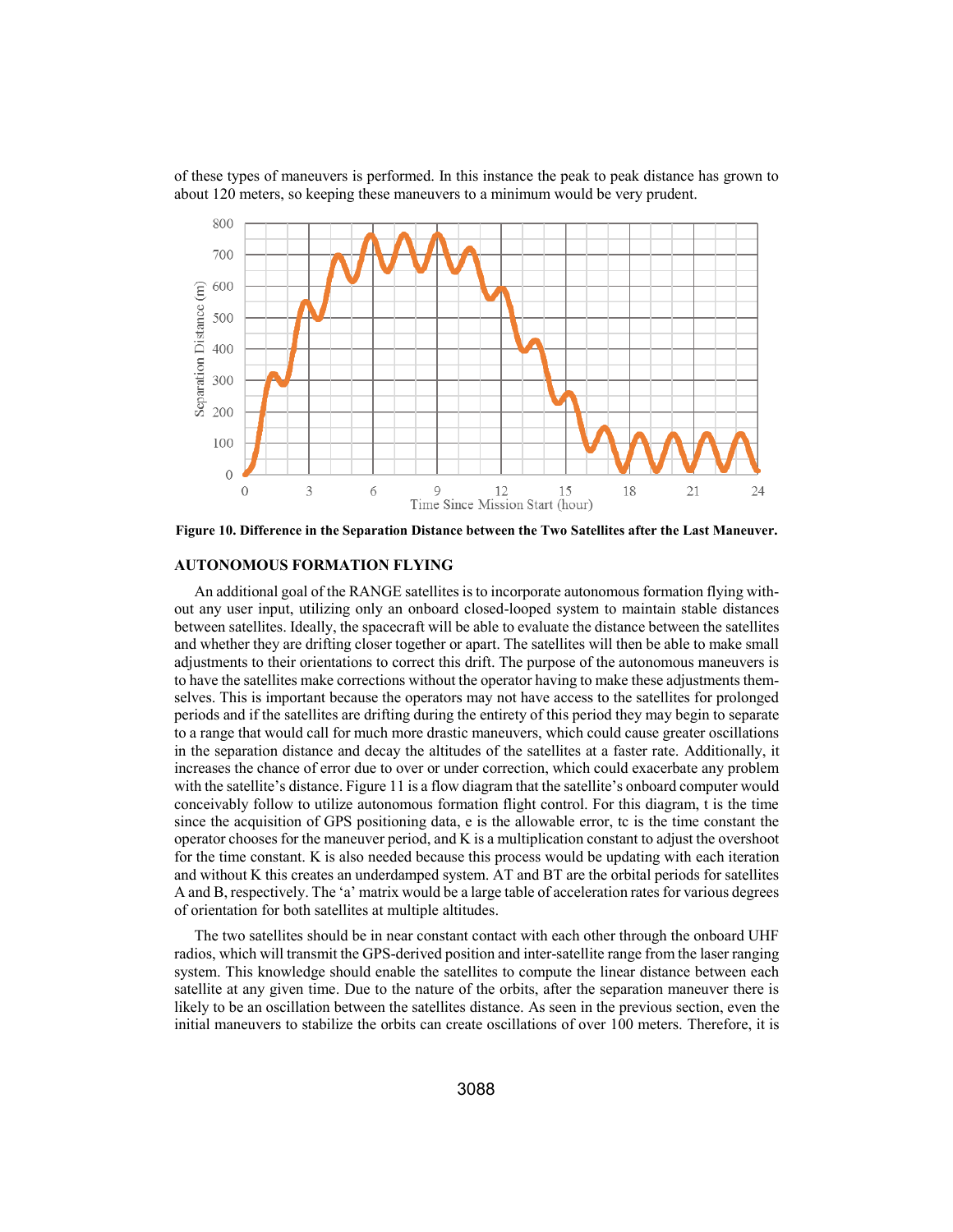of these types of maneuvers is performed. In this instance the peak to peak distance has grown to about 120 meters, so keeping these maneuvers to a minimum would be very prudent.

**Figure 10. Difference in the Separation Distance between the Two Satellites after the Last Maneuver.**

## AUTONOMOUS FORMATION FLYING

An additional goal of the RANGE satellites is to incorporate autonomous formation flying without any user input, utilizing only an onboard closed-looped system to maintain stable distances between satellites. Ideally, the spacecraft will be able to evaluate the distance between the satellites and whether they are drifting closer together or apart. The satellites will then be able to make small adjustments to their orientations to correct this drift. The purpose of the autonomous maneuvers is to have the satellites make corrections without the operator having to make these adjustments themselves. This is important because the operators may not have access to the satellites for prolonged periods and if the satellites are drifting during the entirety of this period they may begin to separate to a range that would call for much more drastic maneuvers, which could cause greater oscillations in the separation distance and decay the altitudes of the satellites at a faster rate. Additionally, it increases the chance of error due to over or under correction, which could exacerbate any problem with the satellite's distance. Figure 11 is a flow diagram that the satellite's onboard computer would conceivably follow to utilize autonomous formation flight control. For this diagram, t is the time since the acquisition of GPS positioning data, e is the allowable error, tc is the time constant the operator chooses for the maneuver period, and K is a multiplication constant to adjust the overshoot for the time constant. K is also needed because this process would be updating with each iteration and without K this creates an underdamped system. AT and BT are the orbital periods for satellites A and B, respectively. The 'a' matrix would be a large table of acceleration rates for various degrees of orientation for both satellites at multiple altitudes.

The two satellites should be in near constant contact with each other through the onboard UHF radios, which will transmit the GPS-derived position and inter-satellite range from the laser ranging system. This knowledge should enable the satellites to compute the linear distance between each satellite at any given time. Due to the nature of the orbits, after the separation maneuver there is likely to be an oscillation between the satellites distance. As seen in the previous section, even the initial maneuvers to stabilize the orbits can create oscillations of over 100 meters. Therefore, it is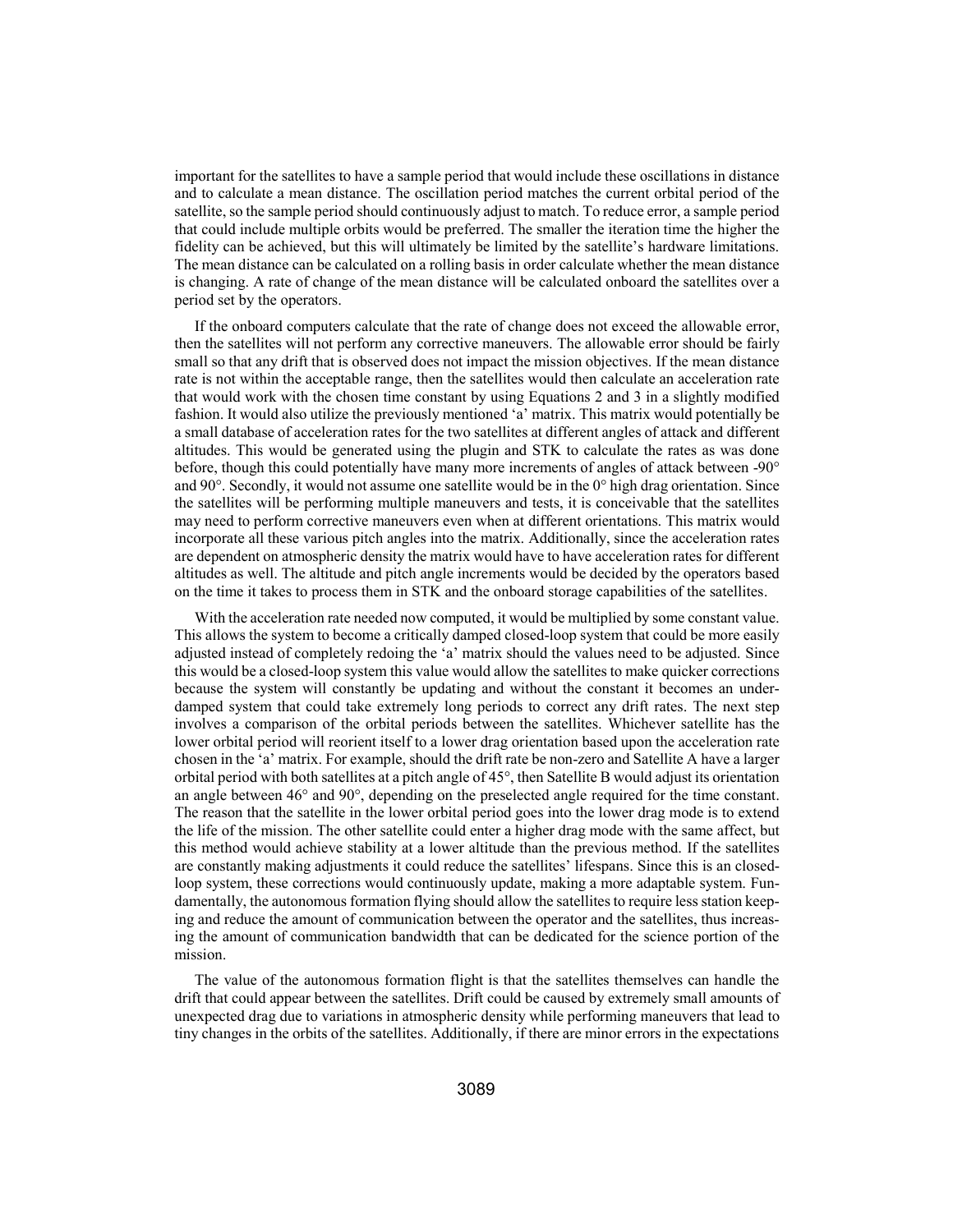important for the satellites to have a sample period that would include these oscillations in distance and to calculate a mean distance. The oscillation period matches the current orbital period of the satellite, so the sample period should continuously adjust to match. To reduce error, a sample period that could include multiple orbits would be preferred. The smaller the iteration time the higher the fidelity can be achieved, but this will ultimately be limited by the satellite's hardware limitations. The mean distance can be calculated on a rolling basis in order calculate whether the mean distance is changing. A rate of change of the mean distance will be calculated onboard the satellites over a period set by the operators.

If the onboard computers calculate that the rate of change does not exceed the allowable error, then the satellites will not perform any corrective maneuvers. The allowable error should be fairly small so that any drift that is observed does not impact the mission objectives. If the mean distance rate is not within the acceptable range, then the satellites would then calculate an acceleration rate that would work with the chosen time constant by using Equations 2 and 3 in a slightly modified fashion. It would also utilize the previously mentioned 'a' matrix. This matrix would potentially be a small database of acceleration rates for the two satellites at different angles of attack and different altitudes. This would be generated using the plugin and STK to calculate the rates as was done before, though this could potentially have many more increments of angles of attack between -90° and 90°. Secondly, it would not assume one satellite would be in the 0° high drag orientation. Since the satellites will be performing multiple maneuvers and tests, it is conceivable that the satellites may need to perform corrective maneuvers even when at different orientations. This matrix would incorporate all these various pitch angles into the matrix. Additionally, since the acceleration rates are dependent on atmospheric density the matrix would have to have acceleration rates for different altitudes as well. The altitude and pitch angle increments would be decided by the operators based on the time it takes to process them in STK and the onboard storage capabilities of the satellites.

With the acceleration rate needed now computed, it would be multiplied by some constant value. This allows the system to become a critically damped closed-loop system that could be more easily adjusted instead of completely redoing the 'a' matrix should the values need to be adjusted. Since this would be a closed-loop system this value would allow the satellites to make quicker corrections because the system will constantly be updating and without the constant it becomes an under-damped system that could take extremely long periods to correct any drift rates. The next step involves a comparison of the orbital periods between the satellites. Whichever satellite has the lower orbital period will reorient itself to a lower drag orientation based upon the acceleration rate chosen in the 'a' matrix. For example, should the drift rate be non-zero and Satellite A have a larger orbital period with both satellites at a pitch angle of 45°, then Satellite B would adjust its orientation an angle between 46° and 90°, depending on the preselected angle required for the time constant. The reason that the satellite in the lower orbital period goes into the lower drag mode is to extend the life of the mission. The other satellite could enter a higher drag mode with the same affect, but this method would achieve stability at a lower altitude than the previous method. If the satellites are constantly making adjustments it could reduce the satellites' lifespans. Since this is an closed-loop system, these corrections would continuously update, making a more adaptable system. Fundamentally, the autonomous formation flying should allow the satellites to require less station keeping and reduce the amount of communication between the operator and the satellites, thus increasing the amount of communication bandwidth that can be dedicated for the science portion of the mission.

The value of the autonomous formation flight is that the satellites themselves can handle the drift that could appear between the satellites. Drift could be caused by extremely small amounts of unexpected drag due to variations in atmospheric density while performing maneuvers that lead to tiny changes in the orbits of the satellites. Additionally, if there are minor errors in the expectations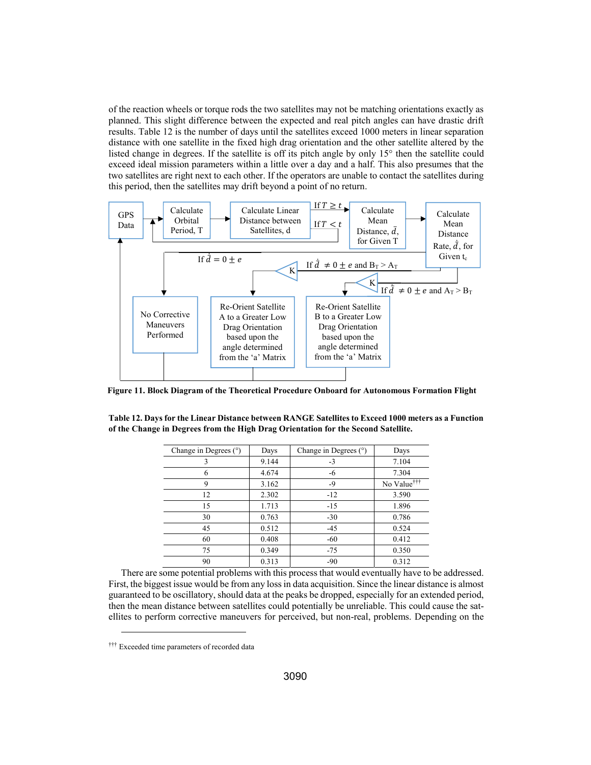of the reaction wheels or torque rods the two satellites may not be matching orientations exactly as planned. This slight difference between the expected and real pitch angles can have drastic drift results. Table 12 is the number of days until the satellites exceed 1000 meters in linear separation distance with one satellite in the fixed high drag orientation and the other satellite altered by the listed change in degrees. If the satellite is off its pitch angle by only 15° then the satellite could exceed ideal mission parameters within a little over a day and a half. This also presumes that the two satellites are right next to each other. If the operators are unable to contact the satellites during this period, then the satellites may drift beyond a point of no return.

GPS Data → Calculate Orbital Period, T → Calculate Linear Distance between Satellites, d → If $T \geq t$ → Calculate Mean Distance, $\bar{d}$, for Given T → Calculate Mean Distance Rate, $\dot{\bar{d}}$, for Given $t_c$

If $T < t$ → return to GPS Data

If $\dot{\bar{d}} = 0 \pm e$ → No Corrective Maneuvers Performed

If $\dot{\bar{d}} \neq 0 \pm e$ and $B_T > A_T$ → K → Re-Orient Satellite A to a Greater Low Drag Orientation based upon the angle determined from the 'a' Matrix

If $\dot{\bar{d}} \neq 0 \pm e$ and $A_T > B_T$ → K → Re-Orient Satellite B to a Greater Low Drag Orientation based upon the angle determined from the 'a' Matrix

**Figure 11. Block Diagram of the Theoretical Procedure Onboard for Autonomous Formation Flight**

**Table 12. Days for the Linear Distance between RANGE Satellites to Exceed 1000 meters as a Function of the Change in Degrees from the High Drag Orientation for the Second Satellite.**

| Change in Degrees (°) | Days | Change in Degrees (°) | Days |
|---|---|---|---|
| 3 | 9.144 | -3 | 7.104 |
| 6 | 4.674 | -6 | 7.304 |
| 9 | 3.162 | -9 | No Value[†††] |
| 12 | 2.302 | -12 | 3.590 |
| 15 | 1.713 | -15 | 1.896 |
| 30 | 0.763 | -30 | 0.786 |
| 45 | 0.512 | -45 | 0.524 |
| 60 | 0.408 | -60 | 0.412 |
| 75 | 0.349 | -75 | 0.350 |
| 90 | 0.313 | -90 | 0.312 |

There are some potential problems with this process that would eventually have to be addressed. First, the biggest issue would be from any loss in data acquisition. Since the linear distance is almost guaranteed to be oscillatory, should data at the peaks be dropped, especially for an extended period, then the mean distance between satellites could potentially be unreliable. This could cause the satellites to perform corrective maneuvers for perceived, but non-real, problems. Depending on the

[†††] Exceeded time parameters of recorded data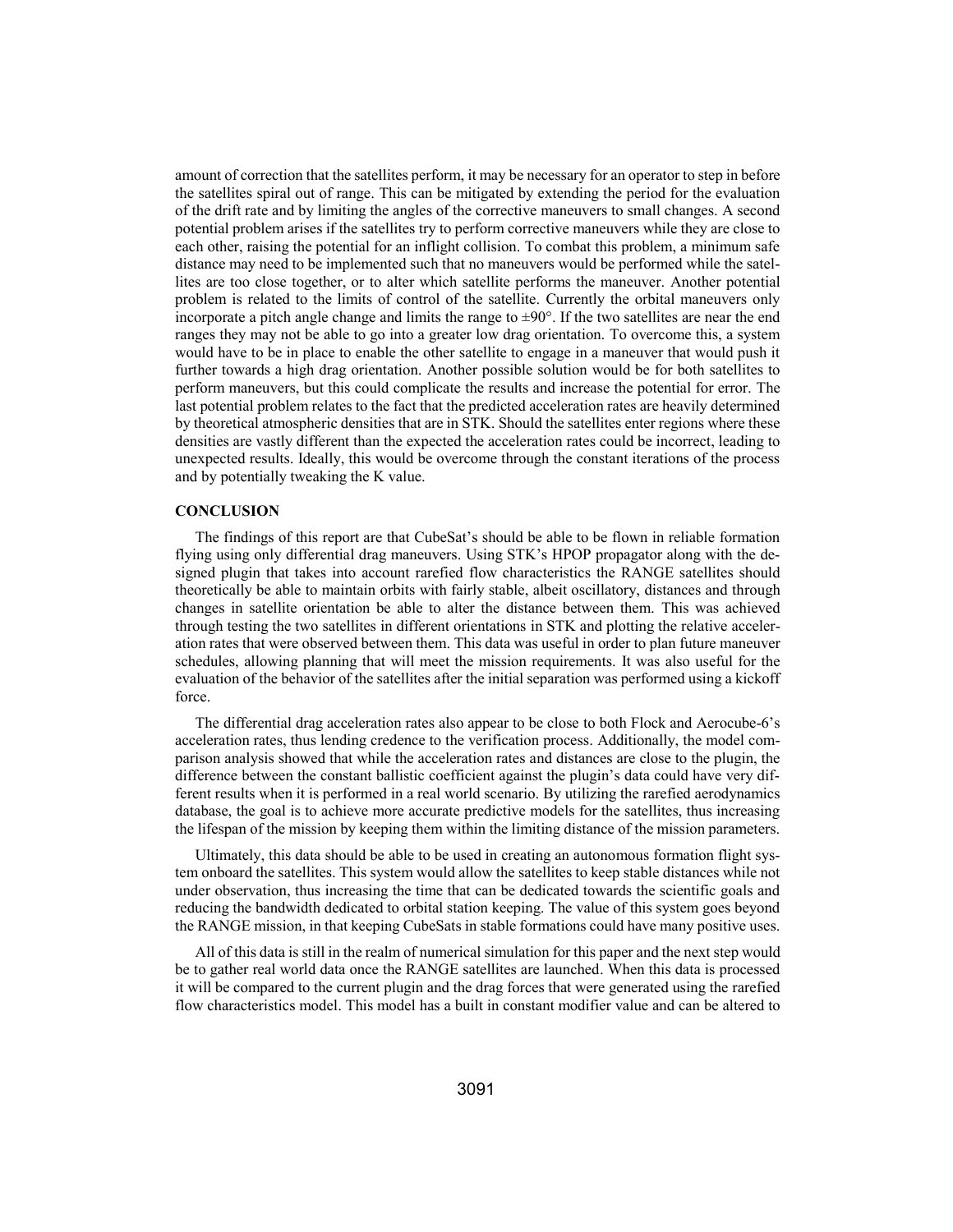amount of correction that the satellites perform, it may be necessary for an operator to step in before the satellites spiral out of range. This can be mitigated by extending the period for the evaluation of the drift rate and by limiting the angles of the corrective maneuvers to small changes. A second potential problem arises if the satellites try to perform corrective maneuvers while they are close to each other, raising the potential for an inflight collision. To combat this problem, a minimum safe distance may need to be implemented such that no maneuvers would be performed while the satellites are too close together, or to alter which satellite performs the maneuver. Another potential problem is related to the limits of control of the satellite. Currently the orbital maneuvers only incorporate a pitch angle change and limits the range to $\pm 90°$. If the two satellites are near the end ranges they may not be able to go into a greater low drag orientation. To overcome this, a system would have to be in place to enable the other satellite to engage in a maneuver that would push it further towards a high drag orientation. Another possible solution would be for both satellites to perform maneuvers, but this could complicate the results and increase the potential for error. The last potential problem relates to the fact that the predicted acceleration rates are heavily determined by theoretical atmospheric densities that are in STK. Should the satellites enter regions where these densities are vastly different than the expected the acceleration rates could be incorrect, leading to unexpected results. Ideally, this would be overcome through the constant iterations of the process and by potentially tweaking the K value.

## CONCLUSION

The findings of this report are that CubeSat's should be able to be flown in reliable formation flying using only differential drag maneuvers. Using STK's HPOP propagator along with the designed plugin that takes into account rarefied flow characteristics the RANGE satellites should theoretically be able to maintain orbits with fairly stable, albeit oscillatory, distances and through changes in satellite orientation be able to alter the distance between them. This was achieved through testing the two satellites in different orientations in STK and plotting the relative acceleration rates that were observed between them. This data was useful in order to plan future maneuver schedules, allowing planning that will meet the mission requirements. It was also useful for the evaluation of the behavior of the satellites after the initial separation was performed using a kickoff force.

The differential drag acceleration rates also appear to be close to both Flock and Aerocube-6's acceleration rates, thus lending credence to the verification process. Additionally, the model comparison analysis showed that while the acceleration rates and distances are close to the plugin, the difference between the constant ballistic coefficient against the plugin's data could have very different results when it is performed in a real world scenario. By utilizing the rarefied aerodynamics database, the goal is to achieve more accurate predictive models for the satellites, thus increasing the lifespan of the mission by keeping them within the limiting distance of the mission parameters.

Ultimately, this data should be able to be used in creating an autonomous formation flight system onboard the satellites. This system would allow the satellites to keep stable distances while not under observation, thus increasing the time that can be dedicated towards the scientific goals and reducing the bandwidth dedicated to orbital station keeping. The value of this system goes beyond the RANGE mission, in that keeping CubeSats in stable formations could have many positive uses.

All of this data is still in the realm of numerical simulation for this paper and the next step would be to gather real world data once the RANGE satellites are launched. When this data is processed it will be compared to the current plugin and the drag forces that were generated using the rarefied flow characteristics model. This model has a built in constant modifier value and can be altered to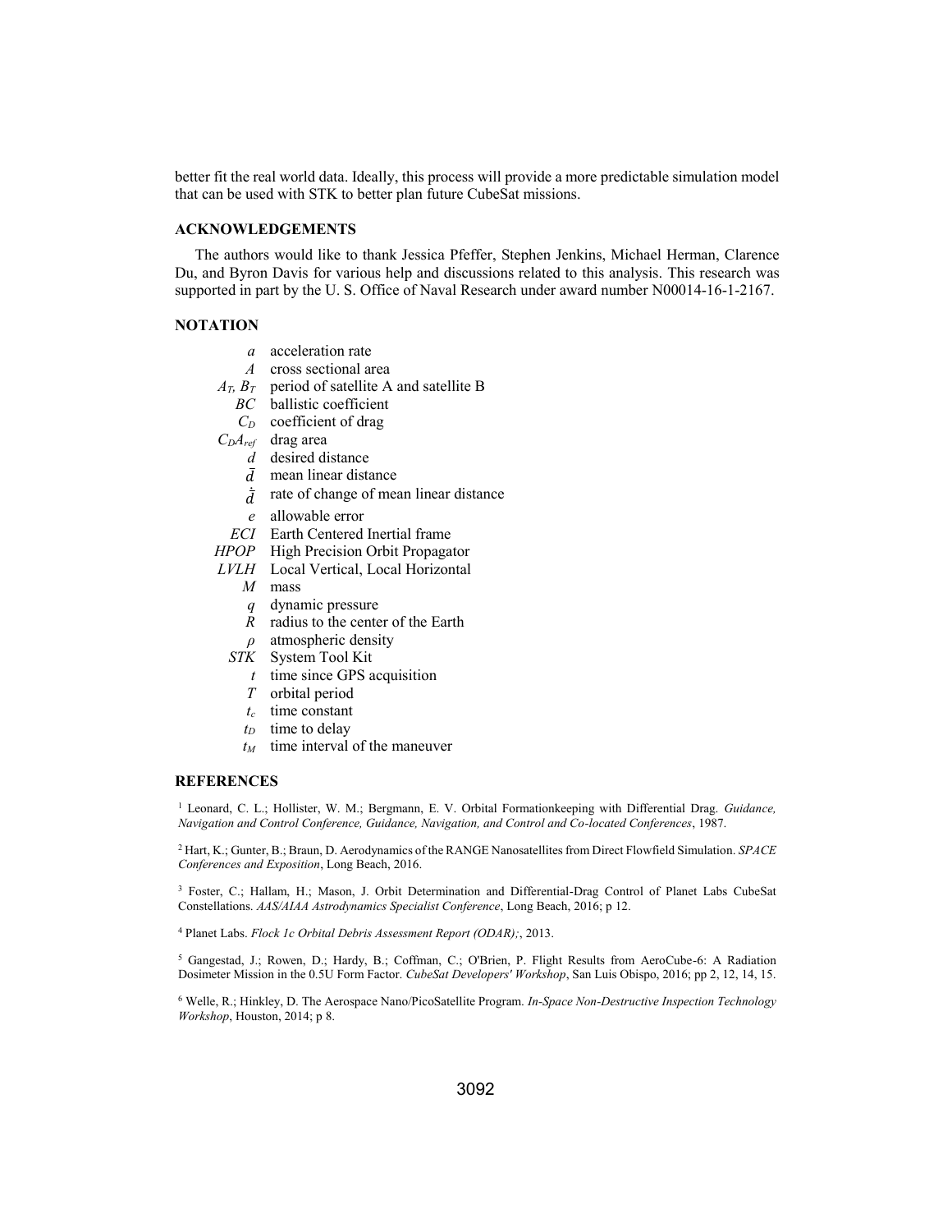better fit the real world data. Ideally, this process will provide a more predictable simulation model that can be used with STK to better plan future CubeSat missions.

## ACKNOWLEDGEMENTS

The authors would like to thank Jessica Pfeffer, Stephen Jenkins, Michael Herman, Clarence Du, and Byron Davis for various help and discussions related to this analysis. This research was supported in part by the U. S. Office of Naval Research under award number N00014-16-1-2167.

## NOTATION

- $a$ acceleration rate
- $A$ cross sectional area
- $A_T$, $B_T$ period of satellite A and satellite B
- $BC$ ballistic coefficient
- $C_D$ coefficient of drag
- $C_D A_{ref}$ drag area
- $d$ desired distance
- $\bar{d}$ mean linear distance
- $\dot{\bar{d}}$ rate of change of mean linear distance
- $e$ allowable error
- *ECI* Earth Centered Inertial frame
- *HPOP* High Precision Orbit Propagator
- *LVLH* Local Vertical, Local Horizontal
- $M$ mass
- $q$ dynamic pressure
- $R$ radius to the center of the Earth
- $\rho$ atmospheric density
- *STK* System Tool Kit
- $t$ time since GPS acquisition
- $T$ orbital period
- $t_c$ time constant
- $t_D$ time to delay
- $t_M$ time interval of the maneuver

## REFERENCES

[1] Leonard, C. L.; Hollister, W. M.; Bergmann, E. V. Orbital Formationkeeping with Differential Drag. *Guidance, Navigation and Control Conference, Guidance, Navigation, and Control and Co-located Conferences*, 1987.

[2] Hart, K.; Gunter, B.; Braun, D. Aerodynamics of the RANGE Nanosatellites from Direct Flowfield Simulation. *SPACE Conferences and Exposition*, Long Beach, 2016.

[3] Foster, C.; Hallam, H.; Mason, J. Orbit Determination and Differential-Drag Control of Planet Labs CubeSat Constellations. *AAS/AIAA Astrodynamics Specialist Conference*, Long Beach, 2016; p 12.

[4] Planet Labs. *Flock 1c Orbital Debris Assessment Report (ODAR);*, 2013.

[5] Gangestad, J.; Rowen, D.; Hardy, B.; Coffman, C.; O'Brien, P. Flight Results from AeroCube-6: A Radiation Dosimeter Mission in the 0.5U Form Factor. *CubeSat Developers' Workshop*, San Luis Obispo, 2016; pp 2, 12, 14, 15.

[6] Welle, R.; Hinkley, D. The Aerospace Nano/PicoSatellite Program. *In-Space Non-Destructive Inspection Technology Workshop*, Houston, 2014; p 8.